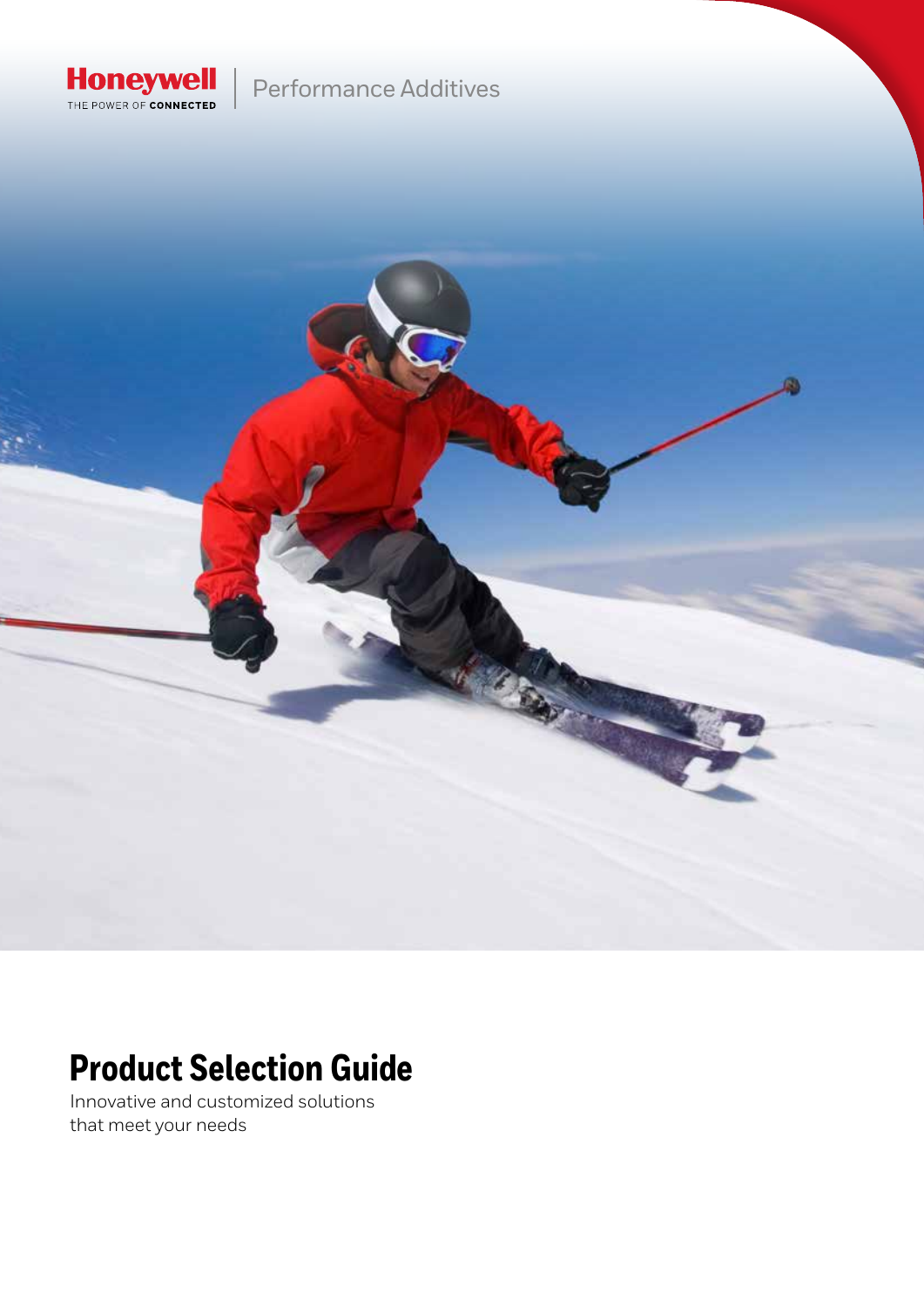Honeywell
THE POWER OF CONNECTED

Performance Additives

# Product Selection Guide

Innovative and customized solutions
that meet your needs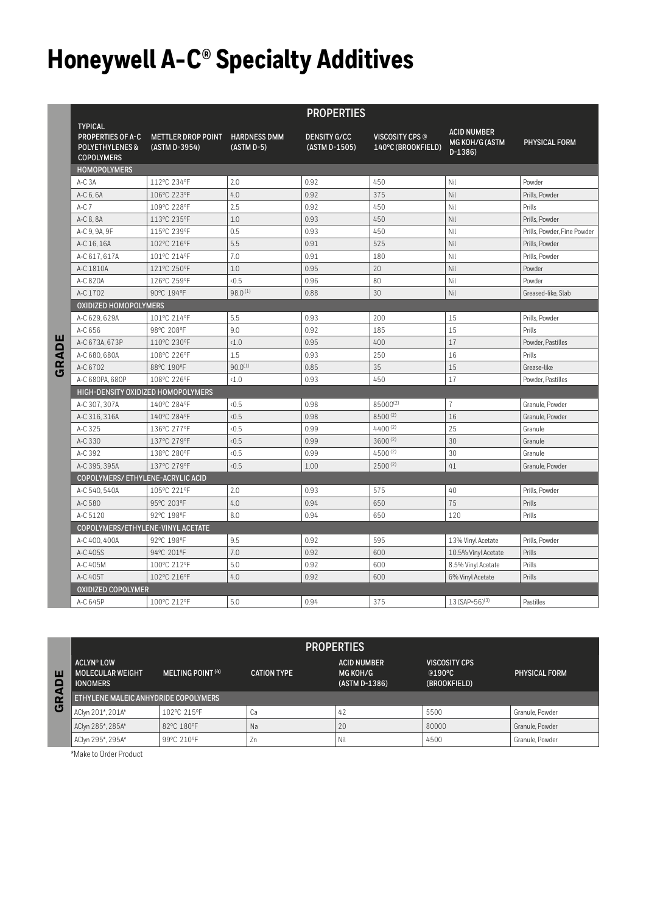# Honeywell A-C® Specialty Additives

| GRADE | PROPERTIES | | | | | |
|---|---|---|---|---|---|---|
| TYPICAL PROPERTIES OF A-C POLYETHYLENES & COPOLYMERS | METTLER DROP POINT (ASTM D-3954) | HARDNESS DMM (ASTM D-5) | DENSITY G/CC (ASTM D-1505) | VISCOSITY CPS @ 140°C (BROOKFIELD) | ACID NUMBER MG KOH/G (ASTM D-1386) | PHYSICAL FORM |
| **HOMOPOLYMERS** | | | | | | |
| A-C 3A | 112°C 234°F | 2.0 | 0.92 | 450 | Nil | Powder |
| A-C 6, 6A | 106°C 223°F | 4.0 | 0.92 | 375 | Nil | Prills, Powder |
| A-C 7 | 109°C 228°F | 2.5 | 0.92 | 450 | Nil | Prills |
| A-C 8, 8A | 113°C 235°F | 1.0 | 0.93 | 450 | Nil | Prills, Powder |
| A-C 9, 9A, 9F | 115°C 239°F | 0.5 | 0.93 | 450 | Nil | Prills, Powder, Fine Powder |
| A-C 16, 16A | 102°C 216°F | 5.5 | 0.91 | 525 | Nil | Prills, Powder |
| A-C 617, 617A | 101°C 214°F | 7.0 | 0.91 | 180 | Nil | Prills, Powder |
| A-C 1810A | 121°C 250°F | 1.0 | 0.95 | 20 | Nil | Powder |
| A-C 820A | 126°C 259°F | <0.5 | 0.96 | 80 | Nil | Powder |
| A-C 1702 | 90°C 194°F | 98.0 (1) | 0.88 | 30 | Nil | Greased-like, Slab |
| **OXIDIZED HOMOPOLYMERS** | | | | | | |
| A-C 629, 629A | 101°C 214°F | 5.5 | 0.93 | 200 | 15 | Prills, Powder |
| A-C 656 | 98°C 208°F | 9.0 | 0.92 | 185 | 15 | Prills |
| A-C 673A, 673P | 110°C 230°F | <1.0 | 0.95 | 400 | 17 | Powder, Pastilles |
| A-C 680, 680A | 108°C 226°F | 1.5 | 0.93 | 250 | 16 | Prills |
| A-C 6702 | 88°C 190°F | 90.0 (1) | 0.85 | 35 | 15 | Grease-like |
| A-C 680PA, 680P | 108°C 226°F | <1.0 | 0.93 | 450 | 17 | Powder, Pastilles |
| **HIGH-DENSITY OXIDIZED HOMOPOLYMERS** | | | | | | |
| A-C 307, 307A | 140°C 284°F | <0.5 | 0.98 | 85000 (2) | 7 | Granule, Powder |
| A-C 316, 316A | 140°C 284°F | <0.5 | 0.98 | 8500 (2) | 16 | Granule, Powder |
| A-C 325 | 136°C 277°F | <0.5 | 0.99 | 4400 (2) | 25 | Granule |
| A-C 330 | 137°C 279°F | <0.5 | 0.99 | 3600 (2) | 30 | Granule |
| A-C 392 | 138°C 280°F | <0.5 | 0.99 | 4500 (2) | 30 | Granule |
| A-C 395, 395A | 137°C 279°F | <0.5 | 1.00 | 2500 (2) | 41 | Granule, Powder |
| **COPOLYMERS/ ETHYLENE-ACRYLIC ACID** | | | | | | |
| A-C 540, 540A | 105°C 221°F | 2.0 | 0.93 | 575 | 40 | Prills, Powder |
| A-C 580 | 95°C 203°F | 4.0 | 0.94 | 650 | 75 | Prills |
| A-C 5120 | 92°C 198°F | 8.0 | 0.94 | 650 | 120 | Prills |
| **COPOLYMERS/ETHYLENE-VINYL ACETATE** | | | | | | |
| A-C 400, 400A | 92°C 198°F | 9.5 | 0.92 | 595 | 13% Vinyl Acetate | Prills, Powder |
| A-C 405S | 94°C 201°F | 7.0 | 0.92 | 600 | 10.5% Vinyl Acetate | Prills |
| A-C 405M | 100°C 212°F | 5.0 | 0.92 | 600 | 8.5% Vinyl Acetate | Prills |
| A-C 405T | 102°C 216°F | 4.0 | 0.92 | 600 | 6% Vinyl Acetate | Prills |
| **OXIDIZED COPOLYMER** | | | | | | |
| A-C 645P | 100°C 212°F | 5.0 | 0.94 | 375 | 13 (SAP=56) (3) | Pastilles |

| GRADE | PROPERTIES | | | | |
|---|---|---|---|---|---|
| ACLYN® LOW MOLECULAR WEIGHT IONOMERS | MELTING POINT (4) | CATION TYPE | ACID NUMBER MG KOH/G (ASTM D-1386) | VISCOSITY CPS @190°C (BROOKFIELD) | PHYSICAL FORM |
| **ETHYLENE MALEIC ANHYDRIDE COPOLYMERS** | | | | | |
| AClyn 201*, 201A* | 102°C 215°F | Ca | 42 | 5500 | Granule, Powder |
| AClyn 285*, 285A* | 82°C 180°F | Na | 20 | 80000 | Granule, Powder |
| AClyn 295*, 295A* | 99°C 210°F | Zn | Nil | 4500 | Granule, Powder |

*Make to Order Product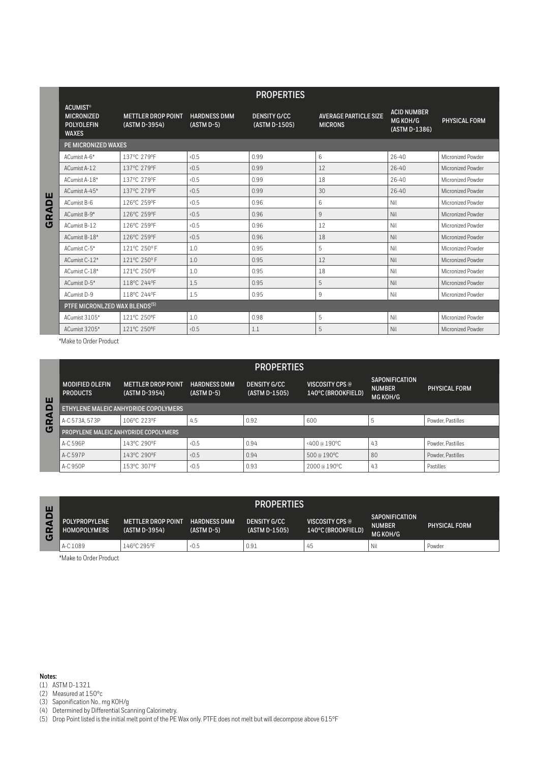| ACUMIST® MICRONIZED POLYOLEFIN WAXES | METTLER DROP POINT (ASTM D-3954) | HARDNESS DMM (ASTM D-5) | DENSITY G/CC (ASTM D-1505) | AVERAGE PARTICLE SIZE MICRONS | ACID NUMBER MG KOH/G (ASTM D-1386) | PHYSICAL FORM |
|---|---|---|---|---|---|---|
| **PE MICRONIZED WAXES** | | | | | | |
| ACumist A-6* | 137°C 279°F | <0.5 | 0.99 | 6 | 26-40 | Micronized Powder |
| ACumist A-12 | 137°C 279°F | <0.5 | 0.99 | 12 | 26-40 | Micronized Powder |
| ACumist A-18* | 137°C 279°F | <0.5 | 0.99 | 18 | 26-40 | Micronized Powder |
| ACumist A-45* | 137°C 279°F | <0.5 | 0.99 | 30 | 26-40 | Micronized Powder |
| ACumist B-6 | 126°C 259°F | <0.5 | 0.96 | 6 | Nil | Micronized Powder |
| ACumist B-9* | 126°C 259°F | <0.5 | 0.96 | 9 | Nil | Micronized Powder |
| ACumist B-12 | 126°C 259°F | <0.5 | 0.96 | 12 | Nil | Micronized Powder |
| ACumist B-18* | 126°C 259°F | <0.5 | 0.96 | 18 | Nil | Micronized Powder |
| ACumist C-5* | 121°C 250°F | 1.0 | 0.95 | 5 | Nil | Micronized Powder |
| ACumist C-12* | 121°C 250°F | 1.0 | 0.95 | 12 | Nil | Micronized Powder |
| ACumist C-18* | 121°C 250°F | 1.0 | 0.95 | 18 | Nil | Micronized Powder |
| ACumist D-5* | 118°C 244°F | 1.5 | 0.95 | 5 | Nil | Micronized Powder |
| ACumist D-9 | 118°C 244°F | 1.5 | 0.95 | 9 | Nil | Micronized Powder |
| **PTFE MICRONLZED WAX BLENDS(5)** | | | | | | |
| ACumist 3105* | 121°C 250°F | 1.0 | 0.98 | 5 | Nil | Micronized Powder |
| ACumist 3205* | 121°C 250°F | <0.5 | 1.1 | 5 | Nil | Micronized Powder |

*Make to Order Product

| MODIFIED OLEFIN PRODUCTS | METTLER DROP POINT (ASTM D-3954) | HARDNESS DMM (ASTM D-5) | DENSITY G/CC (ASTM D-1505) | VISCOSITY CPS @ 140°C (BROOKFIELD) | SAPONIFICATION NUMBER MG KOH/G | PHYSICAL FORM |
|---|---|---|---|---|---|---|
| **ETHYLENE MALEIC ANHYDRIDE COPOLYMERS** | | | | | | |
| A-C 573A, 573P | 106°C 223°F | 4.5 | 0.92 | 600 | 5 | Powder, Pastilles |
| **PROPYLENE MALEIC ANHYDRIDE COPOLYMERS** | | | | | | |
| A-C 596P | 143°C 290°F | <0.5 | 0.94 | <400 @ 190°C | 43 | Powder, Pastilles |
| A-C 597P | 143°C 290°F | <0.5 | 0.94 | 500 @ 190°C | 80 | Powder, Pastilles |
| A-C 950P | 153°C 307°F | <0.5 | 0.93 | 2000 @ 190°C | 43 | Pastilles |

| POLYPROPYLENE HOMOPOLYMERS | METTLER DROP POINT (ASTM D-3954) | HARDNESS DMM (ASTM D-5) | DENSITY G/CC (ASTM D-1505) | VISCOSITY CPS @ 140°C (BROOKFIELD) | SAPONIFICATION NUMBER MG KOH/G | PHYSICAL FORM |
|---|---|---|---|---|---|---|
| A-C 1089 | 146°C 295°F | <0.5 | 0.91 | 45 | Nil | Powder |

*Make to Order Product

**Notes:**

(1) ASTM D-1321

(2) Measured at 150°c

(3) Saponification No.. mg KOH/g

(4) Determined by Differential Scanning Calorimetry.

(5) Drop Point listed is the initial melt point of the PE Wax only. PTFE does not melt but will decompose above 615°F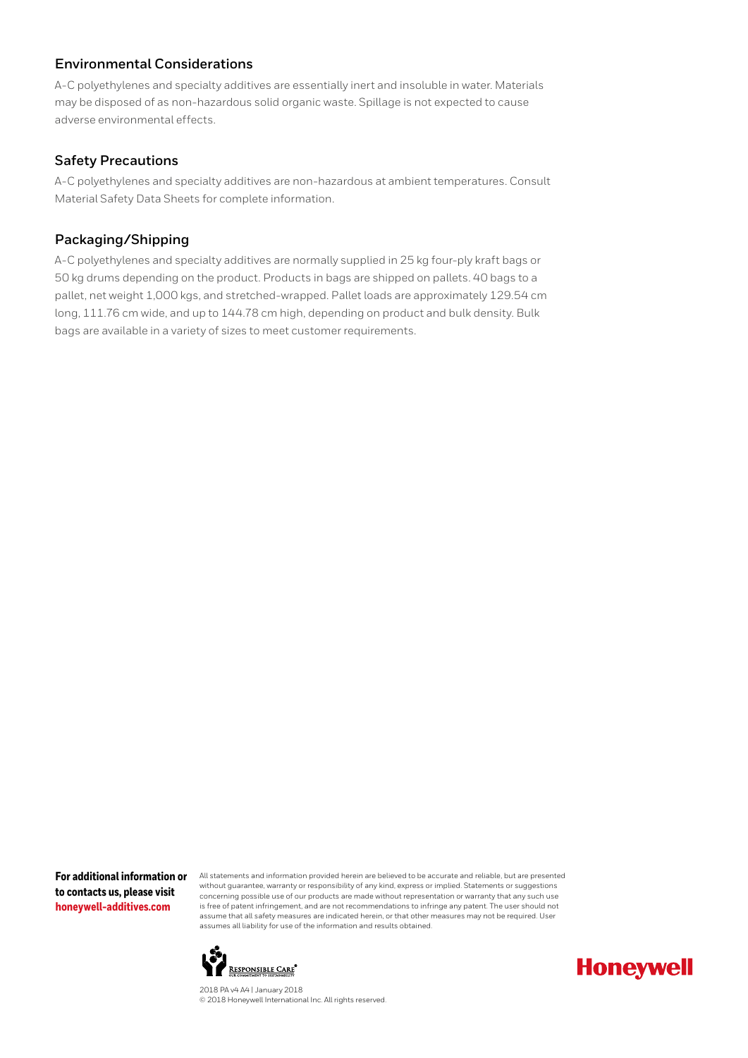## Environmental Considerations

A-C polyethylenes and specialty additives are essentially inert and insoluble in water. Materials may be disposed of as non-hazardous solid organic waste. Spillage is not expected to cause adverse environmental effects.

## Safety Precautions

A-C polyethylenes and specialty additives are non-hazardous at ambient temperatures. Consult Material Safety Data Sheets for complete information.

## Packaging/Shipping

A-C polyethylenes and specialty additives are normally supplied in 25 kg four-ply kraft bags or 50 kg drums depending on the product. Products in bags are shipped on pallets. 40 bags to a pallet, net weight 1,000 kgs, and stretched-wrapped. Pallet loads are approximately 129.54 cm long, 111.76 cm wide, and up to 144.78 cm high, depending on product and bulk density. Bulk bags are available in a variety of sizes to meet customer requirements.

**For additional information or to contacts us, please visit honeywell-additives.com**

All statements and information provided herein are believed to be accurate and reliable, but are presented without guarantee, warranty or responsibility of any kind, express or implied. Statements or suggestions concerning possible use of our products are made without representation or warranty that any such use is free of patent infringement, and are not recommendations to infringe any patent. The user should not assume that all safety measures are indicated herein, or that other measures may not be required. User assumes all liability for use of the information and results obtained.

Responsible Care® Our commitment to sustainability

Honeywell

2018 PA v4 A4 | January 2018
© 2018 Honeywell International Inc. All rights reserved.